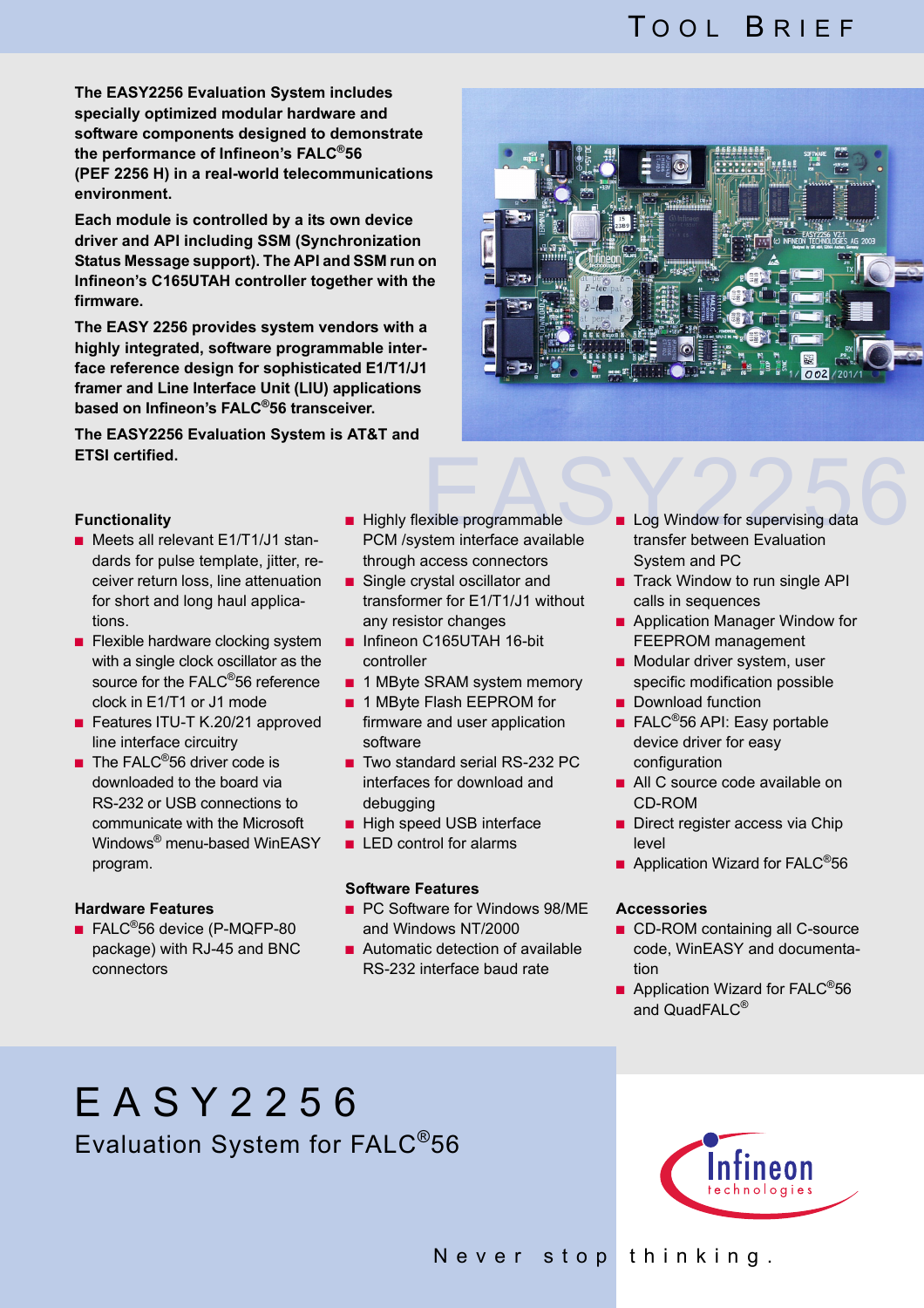# EASY2256

## Evaluation System for FALC®56

**The EASY2256 Evaluation System includes specially optimized modular hardware and software components designed to demonstrate the performance of Infineon's FALC®56 (PEF 2256 H) in a real-world telecommunications environment.**

**Each module is controlled by a its own device driver and API including SSM (Synchronization Status Message support). The API and SSM run on Infineon's C165UTAH controller together with the firmware.**

**The EASY 2256 provides system vendors with a highly integrated, software programmable interface reference design for sophisticated E1/T1/J1 framer and Line Interface Unit (LIU) applications based on Infineon's FALC®56 transceiver.**

**The EASY2256 Evaluation System is AT&T and ETSI certified.**

### Functionality

- Meets all relevant E1/T1/J1 standards for pulse template, jitter, receiver return loss, line attenuation for short and long haul applications.
- Flexible hardware clocking system with a single clock oscillator as the source for the FALC®56 reference clock in E1/T1 or J1 mode
- Features ITU-T K.20/21 approved line interface circuitry
- The FALC®56 driver code is downloaded to the board via RS-232 or USB connections to communicate with the Microsoft Windows® menu-based WinEASY program.

### Hardware Features

- FALC®56 device (P-MQFP-80 package) with RJ-45 and BNC connectors
- Highly flexible programmable PCM /system interface available through access connectors
- Single crystal oscillator and transformer for E1/T1/J1 without any resistor changes
- Infineon C165UTAH 16-bit controller
- 1 MByte SRAM system memory
- 1 MByte Flash EEPROM for firmware and user application software
- Two standard serial RS-232 PC interfaces for download and debugging
- High speed USB interface
- LED control for alarms

### Software Features

- PC Software for Windows 98/ME and Windows NT/2000
- Automatic detection of available RS-232 interface baud rate
- Log Window for supervising data transfer between Evaluation System and PC
- Track Window to run single API calls in sequences
- Application Manager Window for FEEPROM management
- Modular driver system, user specific modification possible
- Download function
- FALC®56 API: Easy portable device driver for easy configuration
- All C source code available on CD-ROM
- Direct register access via Chip level
- Application Wizard for FALC®56

### Accessories

- CD-ROM containing all C-source code, WinEASY and documentation
- Application Wizard for FALC®56 and QuadFALC®

Infineon technologies

Never stop thinking.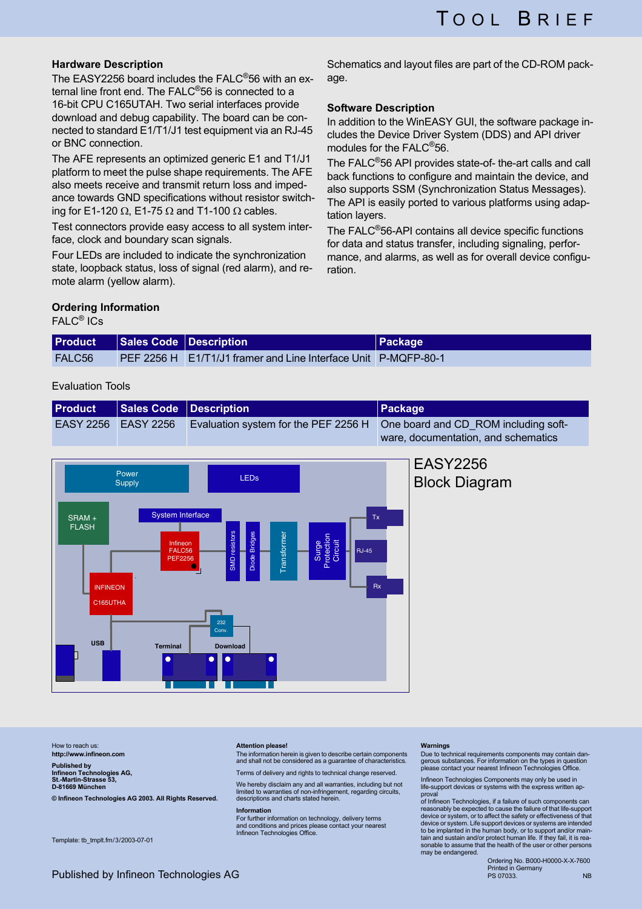### Hardware Description

The EASY2256 board includes the FALC®56 with an external line front end. The FALC®56 is connected to a 16-bit CPU C165UTAH. Two serial interfaces provide download and debug capability. The board can be connected to standard E1/T1/J1 test equipment via an RJ-45 or BNC connection.

The AFE represents an optimized generic E1 and T1/J1 platform to meet the pulse shape requirements. The AFE also meets receive and transmit return loss and impedance towards GND specifications without resistor switching for E1-120 Ω, E1-75 Ω and T1-100 Ω cables.

Test connectors provide easy access to all system interface, clock and boundary scan signals.

Four LEDs are included to indicate the synchronization state, loopback status, loss of signal (red alarm), and remote alarm (yellow alarm).

Schematics and layout files are part of the CD-ROM package.

### Software Description

In addition to the WinEASY GUI, the software package includes the Device Driver System (DDS) and API driver modules for the FALC®56.

The FALC®56 API provides state-of- the-art calls and call back functions to configure and maintain the device, and also supports SSM (Synchronization Status Messages). The API is easily ported to various platforms using adaptation layers.

The FALC®56-API contains all device specific functions for data and status transfer, including signaling, performance, and alarms, as well as for overall device configuration.

### Ordering Information

FALC® ICs

| Product | Sales Code | Description | Package |
|---|---|---|---|
| FALC56 | PEF 2256 H | E1/T1/J1 framer and Line Interface Unit | P-MQFP-80-1 |

Evaluation Tools

| Product | Sales Code | Description | Package |
|---|---|---|---|
| EASY 2256 | EASY 2256 | Evaluation system for the PEF 2256 H | One board and CD_ROM including software, documentation, and schematics |

Power Supply
LEDs
SRAM + FLASH
System Interface
Infineon FALC56 PEF2256
SMD resistors
Diode Bridges
Transformer
Surge Protection Circuit
Tx
RJ-45
Rx
INFINEON C165UTHA
232 Conv.
USB
Terminal
Download

EASY2256 Block Diagram

How to reach us:
**http://www.infineon.com**

**Published by**
**Infineon Technologies AG,**
**St.-Martin-Strasse 53,**
**D-81669 München**

**© Infineon Technologies AG 2003. All Rights Reserved.**

Template: tb_tmplt.fm/3/2003-07-01

**Attention please!**
The information herein is given to describe certain components and shall not be considered as a guarantee of characteristics.

Terms of delivery and rights to technical change reserved.

We hereby disclaim any and all warranties, including but not limited to warranties of non-infringement, regarding circuits, descriptions and charts stated herein.

**Information**
For further information on technology, delivery terms and conditions and prices please contact your nearest Infineon Technologies Office.

**Warnings**
Due to technical requirements components may contain dangerous substances. For information on the types in question please contact your nearest Infineon Technologies Office.

Infineon Technologies Components may only be used in life-support devices or systems with the express written approval of Infineon Technologies, if a failure of such components can reasonably be expected to cause the failure of that life-support device or system, or to affect the safety or effectiveness of that device or system. Life support devices or systems are intended to be implanted in the human body, or to support and/or maintain and sustain and/or protect human life. If they fail, it is reasonable to assume that the health of the user or other persons may be endangered.

Ordering No. B000-H0000-X-X-7600
Printed in Germany
PS 07033. NB

Published by Infineon Technologies AG